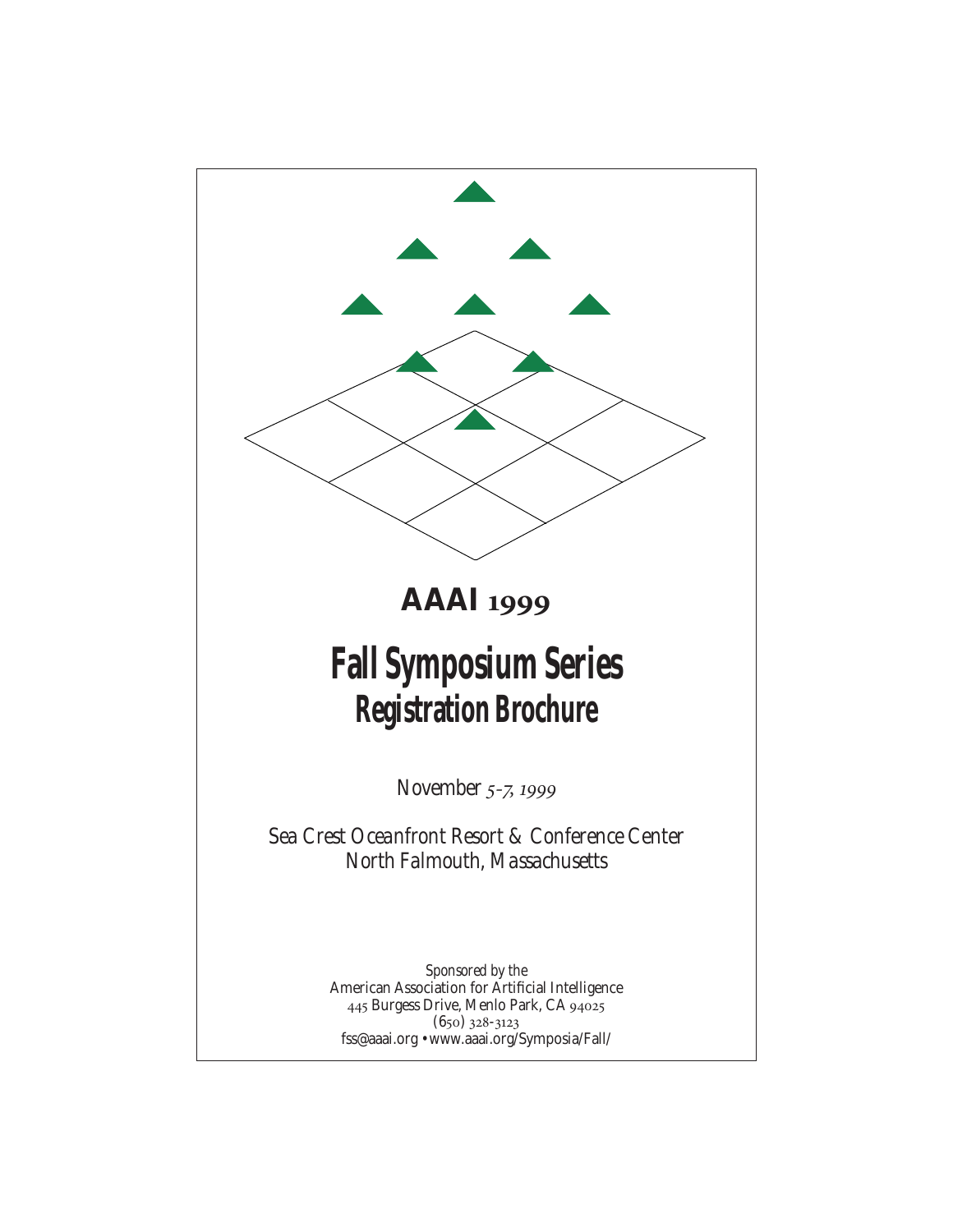# AAAI 1999

# Fall Symposium Series

## Registration Brochure

*November 5-7, 1999*

*Sea Crest Oceanfront Resort & Conference Center*
*North Falmouth, Massachusetts*

*Sponsored by the*
American Association for Artificial Intelligence
445 Burgess Drive, Menlo Park, CA 94025
(650) 328-3123
fss@aaai.org • www.aaai.org/Symposia/Fall/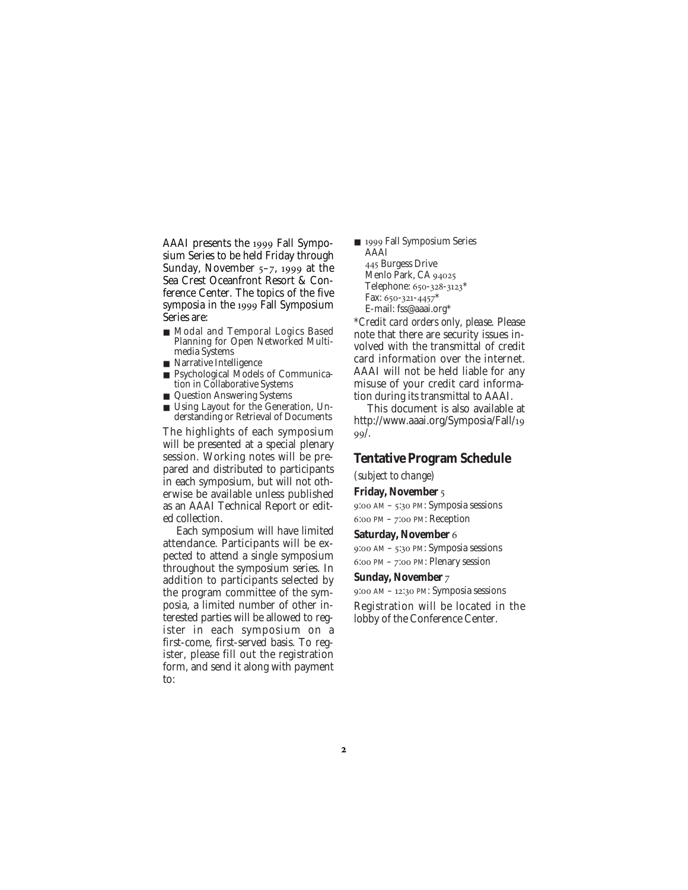AAAI presents the 1999 Fall Symposium Series to be held Friday through Sunday, November 5–7, 1999 at the Sea Crest Oceanfront Resort & Conference Center. The topics of the five symposia in the 1999 Fall Symposium Series are:

- Modal and Temporal Logics Based Planning for Open Networked Multimedia Systems
- Narrative Intelligence
- Psychological Models of Communication in Collaborative Systems
- Question Answering Systems
- Using Layout for the Generation, Understanding or Retrieval of Documents

The highlights of each symposium will be presented at a special plenary session. Working notes will be prepared and distributed to participants in each symposium, but will not otherwise be available unless published as an AAAI Technical Report or edited collection.

Each symposium will have limited attendance. Participants will be expected to attend a single symposium throughout the symposium series. In addition to participants selected by the program committee of the symposia, a limited number of other interested parties will be allowed to register in each symposium on a first-come, first-served basis. To register, please fill out the registration form, and send it along with payment to:

- 1999 Fall Symposium Series
  AAAI
  445 Burgess Drive
  Menlo Park, CA 94025
  Telephone: 650-328-3123*
  Fax: 650-321-4457*
  E-mail: fss@aaai.org*

*Credit card orders only, please. Please note that there are security issues involved with the transmittal of credit card information over the internet. AAAI will not be held liable for any misuse of your credit card information during its transmittal to AAAI.

This document is also available at http://www.aaai.org/Symposia/Fall/1999/.

## Tentative Program Schedule

*(subject to change)*

**Friday, November 5**

9:00 AM – 5:30 PM: Symposia sessions

6:00 PM – 7:00 PM: Reception

**Saturday, November 6**

9:00 AM – 5:30 PM: Symposia sessions

6:00 PM – 7:00 PM: Plenary session

**Sunday, November 7**

9:00 AM – 12:30 PM: Symposia sessions

Registration will be located in the lobby of the Conference Center.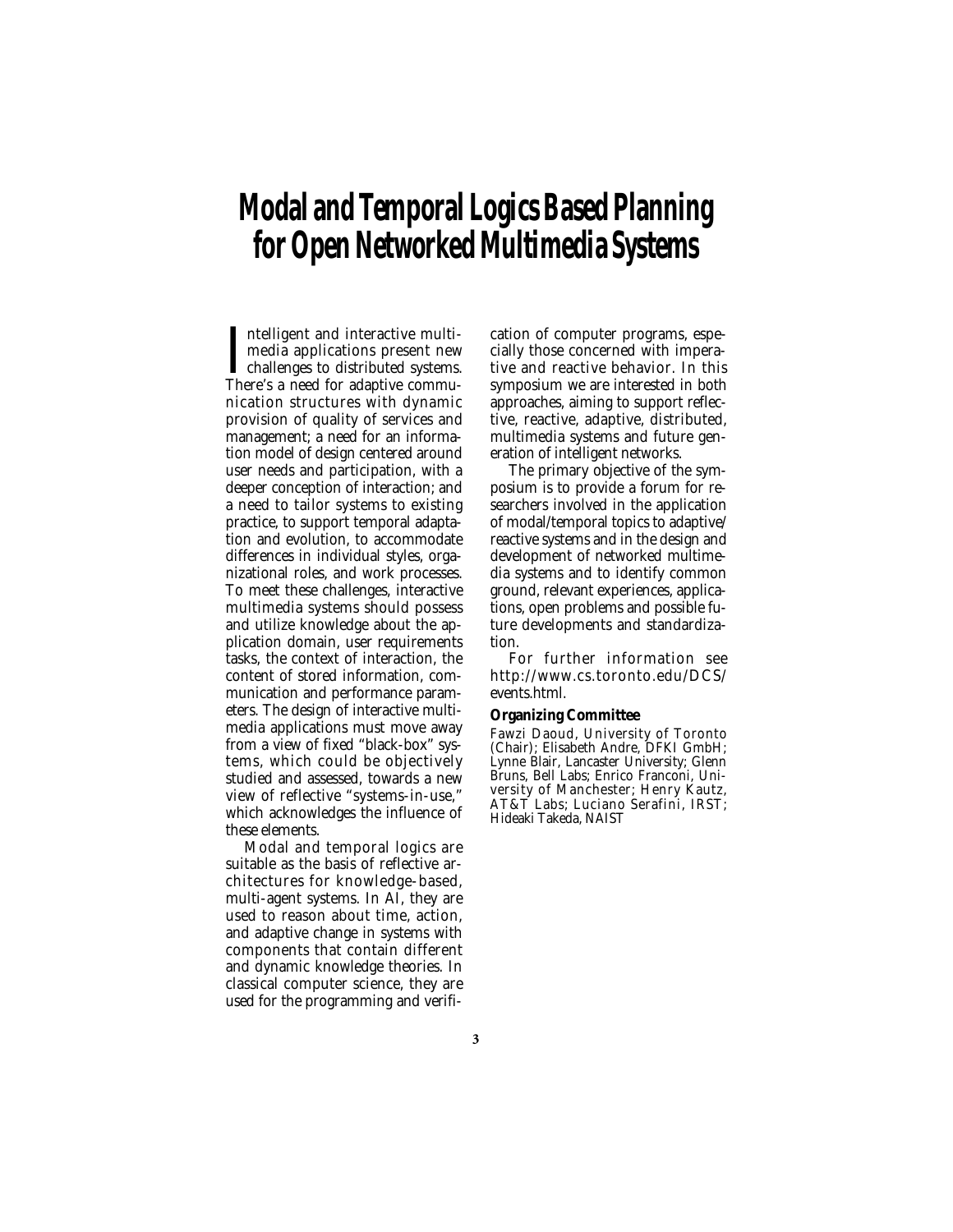# Modal and Temporal Logics Based Planning for Open Networked Multimedia Systems

Intelligent and interactive multimedia applications present new challenges to distributed systems. There's a need for adaptive communication structures with dynamic provision of quality of services and management; a need for an information model of design centered around user needs and participation, with a deeper conception of interaction; and a need to tailor systems to existing practice, to support temporal adaptation and evolution, to accommodate differences in individual styles, organizational roles, and work processes. To meet these challenges, interactive multimedia systems should possess and utilize knowledge about the application domain, user requirements tasks, the context of interaction, the content of stored information, communication and performance parameters. The design of interactive multimedia applications must move away from a view of fixed "black-box" systems, which could be objectively studied and assessed, towards a new view of reflective "systems-in-use," which acknowledges the influence of these elements.

Modal and temporal logics are suitable as the basis of reflective architectures for knowledge-based, multi-agent systems. In AI, they are used to reason about time, action, and adaptive change in systems with components that contain different and dynamic knowledge theories. In classical computer science, they are used for the programming and verification of computer programs, especially those concerned with imperative and reactive behavior. In this symposium we are interested in both approaches, aiming to support reflective, reactive, adaptive, distributed, multimedia systems and future generation of intelligent networks.

The primary objective of the symposium is to provide a forum for researchers involved in the application of modal/temporal topics to adaptive/reactive systems and in the design and development of networked multimedia systems and to identify common ground, relevant experiences, applications, open problems and possible future developments and standardization.

For further information see http://www.cs.toronto.edu/DCS/events.html.

**Organizing Committee**

Fawzi Daoud, University of Toronto (Chair); Elisabeth Andre, DFKI GmbH; Lynne Blair, Lancaster University; Glenn Bruns, Bell Labs; Enrico Franconi, University of Manchester; Henry Kautz, AT&T Labs; Luciano Serafini, IRST; Hideaki Takeda, NAIST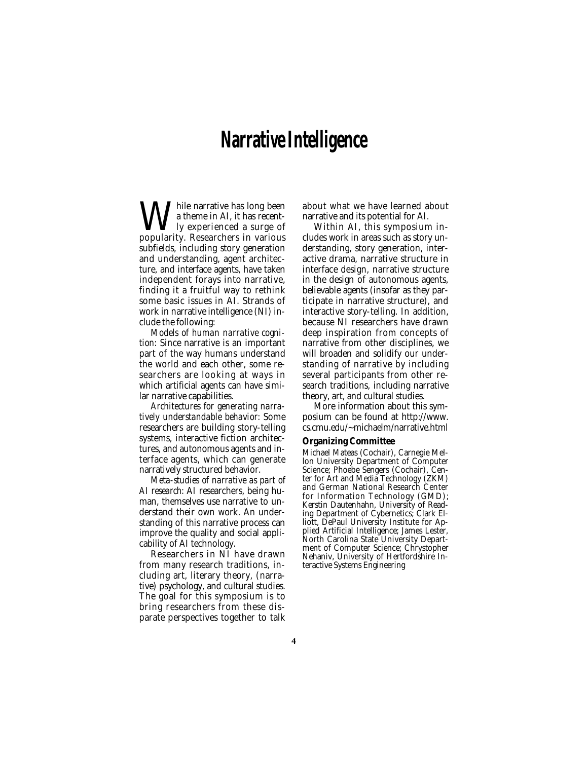# Narrative Intelligence

While narrative has long been a theme in AI, it has recently experienced a surge of popularity. Researchers in various subfields, including story generation and understanding, agent architecture, and interface agents, have taken independent forays into narrative, finding it a fruitful way to rethink some basic issues in AI. Strands of work in narrative intelligence (NI) include the following:

*Models of human narrative cognition*: Since narrative is an important part of the way humans understand the world and each other, some researchers are looking at ways in which artificial agents can have similar narrative capabilities.

*Architectures for generating narratively understandable behavior*: Some researchers are building story-telling systems, interactive fiction architectures, and autonomous agents and interface agents, which can generate narratively structured behavior.

*Meta-studies of narrative as part of AI research*: AI researchers, being human, themselves use narrative to understand their own work. An understanding of this narrative process can improve the quality and social applicability of AI technology.

Researchers in NI have drawn from many research traditions, including art, literary theory, (narrative) psychology, and cultural studies. The goal for this symposium is to bring researchers from these disparate perspectives together to talk about what we have learned about narrative and its potential for AI.

Within AI, this symposium includes work in areas such as story understanding, story generation, interactive drama, narrative structure in interface design, narrative structure in the design of autonomous agents, believable agents (insofar as they participate in narrative structure), and interactive story-telling. In addition, because NI researchers have drawn deep inspiration from concepts of narrative from other disciplines, we will broaden and solidify our understanding of narrative by including several participants from other research traditions, including narrative theory, art, and cultural studies.

More information about this symposium can be found at http://www.cs.cmu.edu/~michaelm/narrative.html

**Organizing Committee**

Michael Mateas (Cochair), Carnegie Mellon University Department of Computer Science; Phoebe Sengers (Cochair), Center for Art and Media Technology (ZKM) and German National Research Center for Information Technology (GMD); Kerstin Dautenhahn, University of Reading Department of Cybernetics; Clark Elliott, DePaul University Institute for Applied Artificial Intelligence; James Lester, North Carolina State University Department of Computer Science; Chrystopher Nehaniv, University of Hertfordshire Interactive Systems Engineering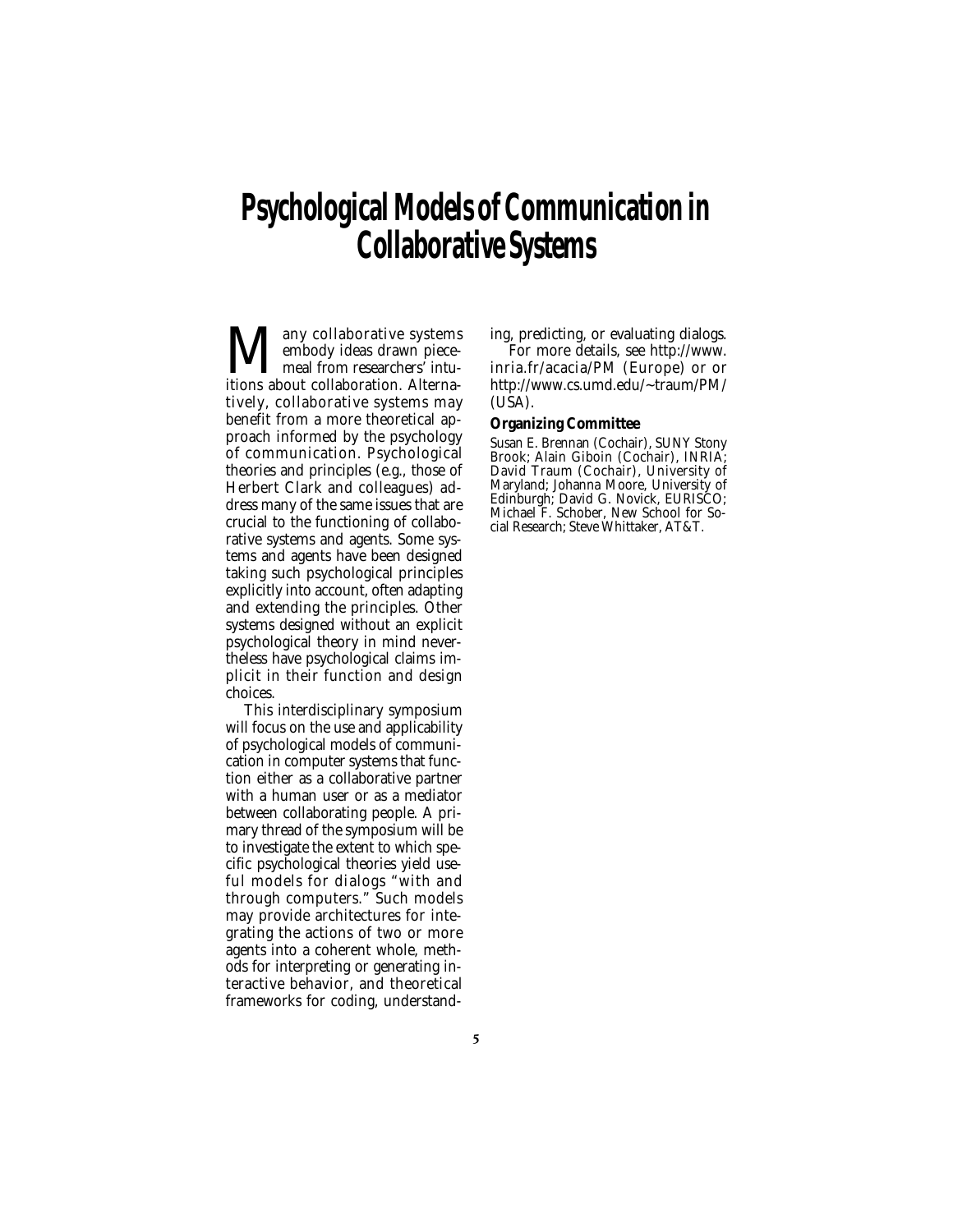# Psychological Models of Communication in Collaborative Systems

Many collaborative systems embody ideas drawn piecemeal from researchers' intuitions about collaboration. Alternatively, collaborative systems may benefit from a more theoretical approach informed by the psychology of communication. Psychological theories and principles (e.g., those of Herbert Clark and colleagues) address many of the same issues that are crucial to the functioning of collaborative systems and agents. Some systems and agents have been designed taking such psychological principles explicitly into account, often adapting and extending the principles. Other systems designed without an explicit psychological theory in mind nevertheless have psychological claims implicit in their function and design choices.

This interdisciplinary symposium will focus on the use and applicability of psychological models of communication in computer systems that function either as a collaborative partner with a human user or as a mediator between collaborating people. A primary thread of the symposium will be to investigate the extent to which specific psychological theories yield useful models for dialogs "with and through computers." Such models may provide architectures for integrating the actions of two or more agents into a coherent whole, methods for interpreting or generating interactive behavior, and theoretical frameworks for coding, understanding, predicting, or evaluating dialogs.

For more details, see http://www.inria.fr/acacia/PM (Europe) or or http://www.cs.umd.edu/~traum/PM/ (USA).

**Organizing Committee**

Susan E. Brennan (Cochair), SUNY Stony Brook; Alain Giboin (Cochair), INRIA; David Traum (Cochair), University of Maryland; Johanna Moore, University of Edinburgh; David G. Novick, EURISCO; Michael F. Schober, New School for Social Research; Steve Whittaker, AT&T.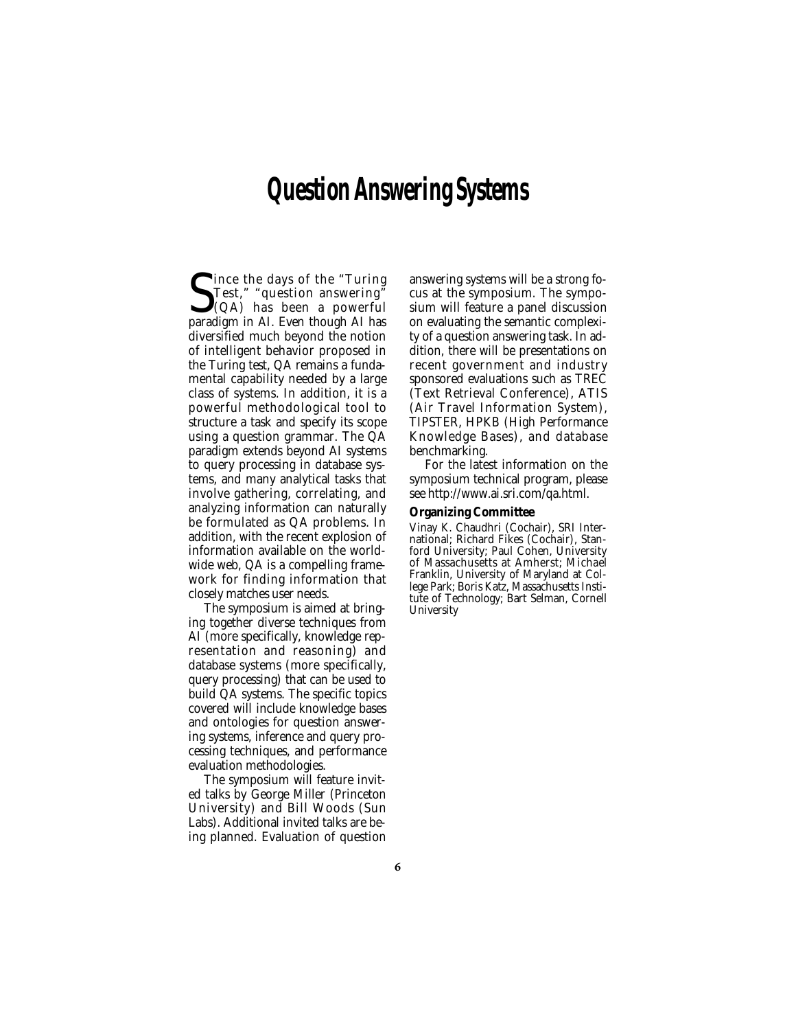# Question Answering Systems

Since the days of the "Turing Test," "question answering" (QA) has been a powerful paradigm in AI. Even though AI has diversified much beyond the notion of intelligent behavior proposed in the Turing test, QA remains a fundamental capability needed by a large class of systems. In addition, it is a powerful methodological tool to structure a task and specify its scope using a question grammar. The QA paradigm extends beyond AI systems to query processing in database systems, and many analytical tasks that involve gathering, correlating, and analyzing information can naturally be formulated as QA problems. In addition, with the recent explosion of information available on the worldwide web, QA is a compelling framework for finding information that closely matches user needs.

The symposium is aimed at bringing together diverse techniques from AI (more specifically, knowledge representation and reasoning) and database systems (more specifically, query processing) that can be used to build QA systems. The specific topics covered will include knowledge bases and ontologies for question answering systems, inference and query processing techniques, and performance evaluation methodologies.

The symposium will feature invited talks by George Miller (Princeton University) and Bill Woods (Sun Labs). Additional invited talks are being planned. Evaluation of question answering systems will be a strong focus at the symposium. The symposium will feature a panel discussion on evaluating the semantic complexity of a question answering task. In addition, there will be presentations on recent government and industry sponsored evaluations such as TREC (Text Retrieval Conference), ATIS (Air Travel Information System), TIPSTER, HPKB (High Performance Knowledge Bases), and database benchmarking.

For the latest information on the symposium technical program, please see http://www.ai.sri.com/qa.html.

**Organizing Committee**

Vinay K. Chaudhri (Cochair), SRI International; Richard Fikes (Cochair), Stanford University; Paul Cohen, University of Massachusetts at Amherst; Michael Franklin, University of Maryland at College Park; Boris Katz, Massachusetts Institute of Technology; Bart Selman, Cornell University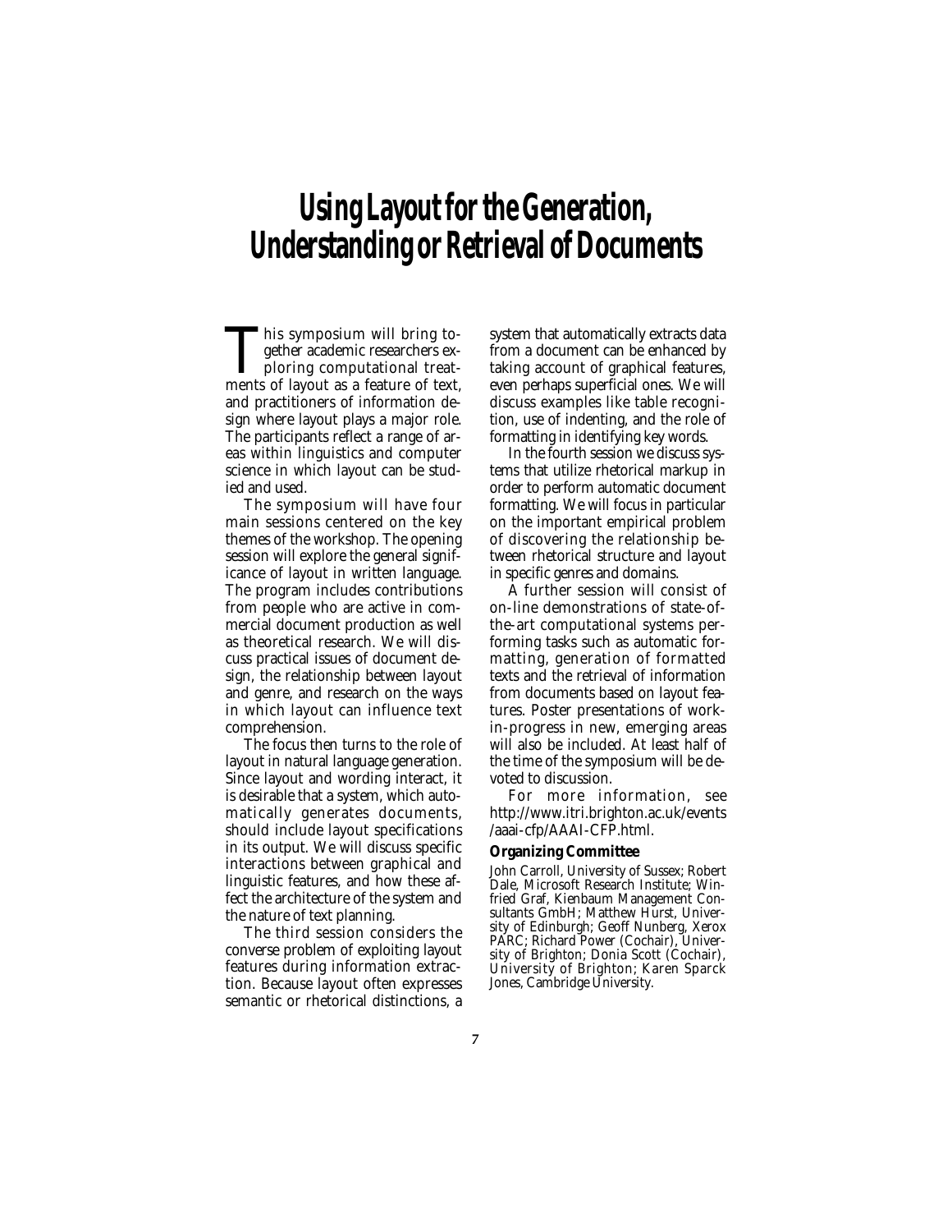# Using Layout for the Generation, Understanding or Retrieval of Documents

This symposium will bring together academic researchers exploring computational treatments of layout as a feature of text, and practitioners of information design where layout plays a major role. The participants reflect a range of areas within linguistics and computer science in which layout can be studied and used.

The symposium will have four main sessions centered on the key themes of the workshop. The opening session will explore the general significance of layout in written language. The program includes contributions from people who are active in commercial document production as well as theoretical research. We will discuss practical issues of document design, the relationship between layout and genre, and research on the ways in which layout can influence text comprehension.

The focus then turns to the role of layout in natural language generation. Since layout and wording interact, it is desirable that a system, which automatically generates documents, should include layout specifications in its output. We will discuss specific interactions between graphical and linguistic features, and how these affect the architecture of the system and the nature of text planning.

The third session considers the converse problem of exploiting layout features during information extraction. Because layout often expresses semantic or rhetorical distinctions, a system that automatically extracts data from a document can be enhanced by taking account of graphical features, even perhaps superficial ones. We will discuss examples like table recognition, use of indenting, and the role of formatting in identifying key words.

In the fourth session we discuss systems that utilize rhetorical markup in order to perform automatic document formatting. We will focus in particular on the important empirical problem of discovering the relationship between rhetorical structure and layout in specific genres and domains.

A further session will consist of on-line demonstrations of state-of-the-art computational systems performing tasks such as automatic formatting, generation of formatted texts and the retrieval of information from documents based on layout features. Poster presentations of work-in-progress in new, emerging areas will also be included. At least half of the time of the symposium will be devoted to discussion.

For more information, see http://www.itri.brighton.ac.uk/events/aaai-cfp/AAAI-CFP.html.

**Organizing Committee**

John Carroll, University of Sussex; Robert Dale, Microsoft Research Institute; Winfried Graf, Kienbaum Management Consultants GmbH; Matthew Hurst, University of Edinburgh; Geoff Nunberg, Xerox PARC; Richard Power (Cochair), University of Brighton; Donia Scott (Cochair), University of Brighton; Karen Sparck Jones, Cambridge University.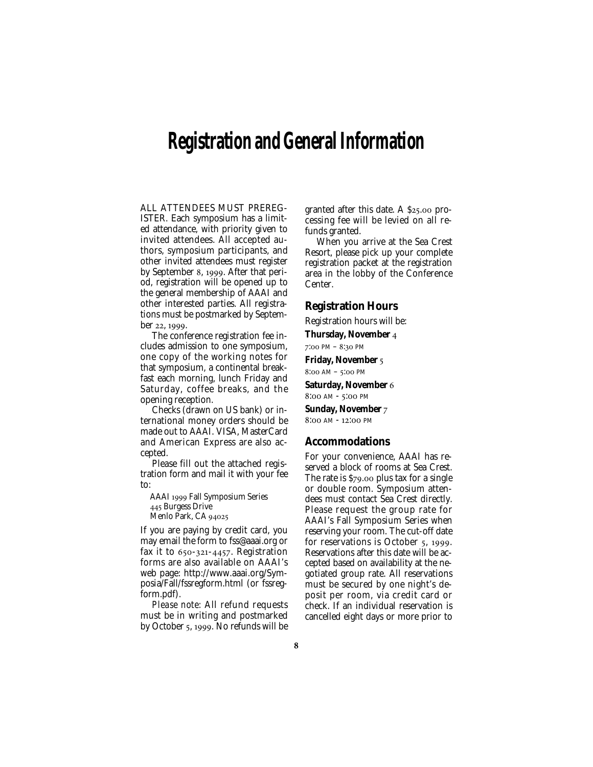# Registration and General Information

ALL ATTENDEES MUST PREREGISTER. Each symposium has a limited attendance, with priority given to invited attendees. All accepted authors, symposium participants, and other invited attendees must register by September 8, 1999. After that period, registration will be opened up to the general membership of AAAI and other interested parties. All registrations must be postmarked by September 22, 1999.

The conference registration fee includes admission to one symposium, one copy of the working notes for that symposium, a continental breakfast each morning, lunch Friday and Saturday, coffee breaks, and the opening reception.

Checks (drawn on US bank) or international money orders should be made out to AAAI. VISA, MasterCard and American Express are also accepted.

Please fill out the attached registration form and mail it with your fee to:

AAAI 1999 Fall Symposium Series
445 Burgess Drive
Menlo Park, CA 94025

If you are paying by credit card, you may email the form to fss@aaai.org or fax it to 650-321-4457. Registration forms are also available on AAAI's web page: http://www.aaai.org/Symposia/Fall/fssregform.html (or fssregform.pdf).

*Please note:* All refund requests must be in writing and postmarked by October 5, 1999. No refunds will be granted after this date. A $25.00 processing fee will be levied on all refunds granted.

When you arrive at the Sea Crest Resort, please pick up your complete registration packet at the registration area in the lobby of the Conference Center.

## Registration Hours

Registration hours will be:

**Thursday, November 4**
7:00 PM – 8:30 PM

**Friday, November 5**
8:00 AM – 5:00 PM

**Saturday, November 6**
8:00 AM - 5:00 PM

**Sunday, November 7**
8:00 AM - 12:00 PM

## Accommodations

For your convenience, AAAI has reserved a block of rooms at Sea Crest. The rate is $79.00 plus tax for a single or double room. Symposium attendees must contact Sea Crest directly. Please request the group rate for AAAI's Fall Symposium Series when reserving your room. The cut-off date for reservations is October 5, 1999. Reservations after this date will be accepted based on availability at the negotiated group rate. All reservations must be secured by one night's deposit per room, via credit card or check. If an individual reservation is cancelled eight days or more prior to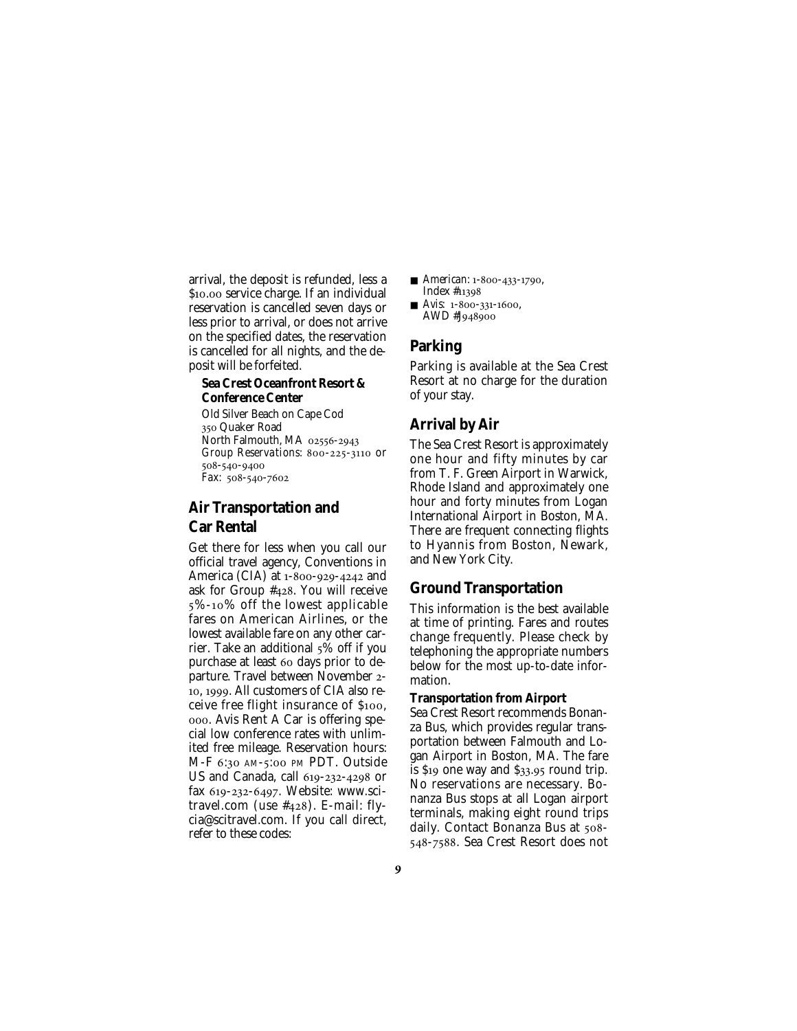arrival, the deposit is refunded, less a $10.00 service charge. If an individual reservation is cancelled seven days or less prior to arrival, or does not arrive on the specified dates, the reservation is cancelled for all nights, and the deposit will be forfeited.

**Sea Crest Oceanfront Resort & Conference Center**

Old Silver Beach on Cape Cod
350 Quaker Road
North Falmouth, MA 02556-2943
Group Reservations: 800-225-3110 or 508-540-9400
Fax: 508-540-7602

## Air Transportation and Car Rental

Get there for less when you call our official travel agency, Conventions in America (CIA) at 1-800-929-4242 and ask for Group #428. You will receive 5%-10% off the lowest applicable fares on American Airlines, or the lowest available fare on any other carrier. Take an additional 5% off if you purchase at least 60 days prior to departure. Travel between November 2-10, 1999. All customers of CIA also receive free flight insurance of $100, 000. Avis Rent A Car is offering special low conference rates with unlimited free mileage. Reservation hours: M-F 6:30 AM-5:00 PM PDT. Outside US and Canada, call 619-232-4298 or fax 619-232-6497. Website: www.scitravel.com (use #428). E-mail: flycia@scitravel.com. If you call direct, refer to these codes:

- American: 1-800-433-1790, Index #11398
- Avis: 1-800-331-1600, AWD #J948900

## Parking

Parking is available at the Sea Crest Resort at no charge for the duration of your stay.

## Arrival by Air

The Sea Crest Resort is approximately one hour and fifty minutes by car from T. F. Green Airport in Warwick, Rhode Island and approximately one hour and forty minutes from Logan International Airport in Boston, MA. There are frequent connecting flights to Hyannis from Boston, Newark, and New York City.

## Ground Transportation

This information is the best available at time of printing. Fares and routes change frequently. Please check by telephoning the appropriate numbers below for the most up-to-date information.

**Transportation from Airport**

Sea Crest Resort recommends Bonanza Bus, which provides regular transportation between Falmouth and Logan Airport in Boston, MA. The fare is $19 one way and $33.95 round trip. No reservations are necessary. Bonanza Bus stops at all Logan airport terminals, making eight round trips daily. Contact Bonanza Bus at 508-548-7588. Sea Crest Resort does not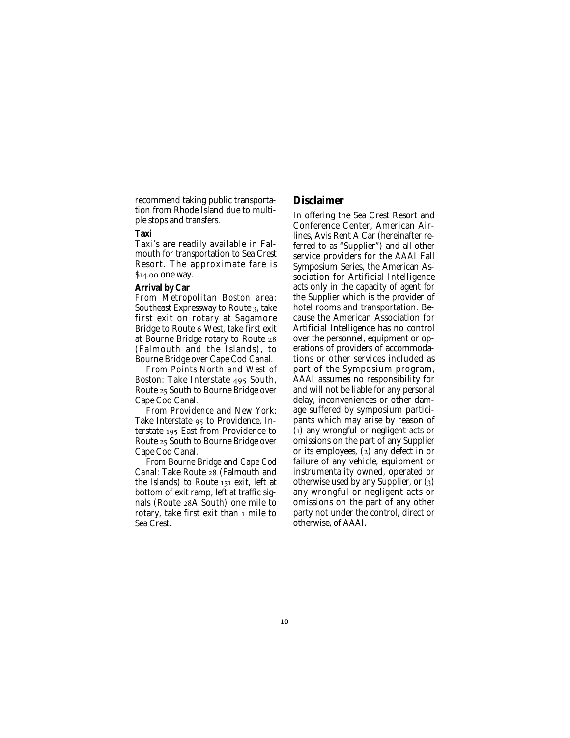recommend taking public transportation from Rhode Island due to multiple stops and transfers.

**Taxi**

Taxi's are readily available in Falmouth for transportation to Sea Crest Resort. The approximate fare is $14.00 one way.

**Arrival by Car**

*From Metropolitan Boston area:* Southeast Expressway to Route 3, take first exit on rotary at Sagamore Bridge to Route 6 West, take first exit at Bourne Bridge rotary to Route 28 (Falmouth and the Islands), to Bourne Bridge over Cape Cod Canal.

*From Points North and West of Boston:* Take Interstate 495 South, Route 25 South to Bourne Bridge over Cape Cod Canal.

*From Providence and New York:* Take Interstate 95 to Providence, Interstate 195 East from Providence to Route 25 South to Bourne Bridge over Cape Cod Canal.

*From Bourne Bridge and Cape Cod Canal:* Take Route 28 (Falmouth and the Islands) to Route 151 exit, left at bottom of exit ramp, left at traffic signals (Route 28A South) one mile to rotary, take first exit than 1 mile to Sea Crest.

## Disclaimer

In offering the Sea Crest Resort and Conference Center, American Airlines, Avis Rent A Car (hereinafter referred to as "Supplier") and all other service providers for the AAAI Fall Symposium Series, the American Association for Artificial Intelligence acts only in the capacity of agent for the Supplier which is the provider of hotel rooms and transportation. Because the American Association for Artificial Intelligence has no control over the personnel, equipment or operations of providers of accommodations or other services included as part of the Symposium program, AAAI assumes no responsibility for and will not be liable for any personal delay, inconveniences or other damage suffered by symposium participants which may arise by reason of (1) any wrongful or negligent acts or omissions on the part of any Supplier or its employees, (2) any defect in or failure of any vehicle, equipment or instrumentality owned, operated or otherwise used by any Supplier, or (3) any wrongful or negligent acts or omissions on the part of any other party not under the control, direct or otherwise, of AAAI.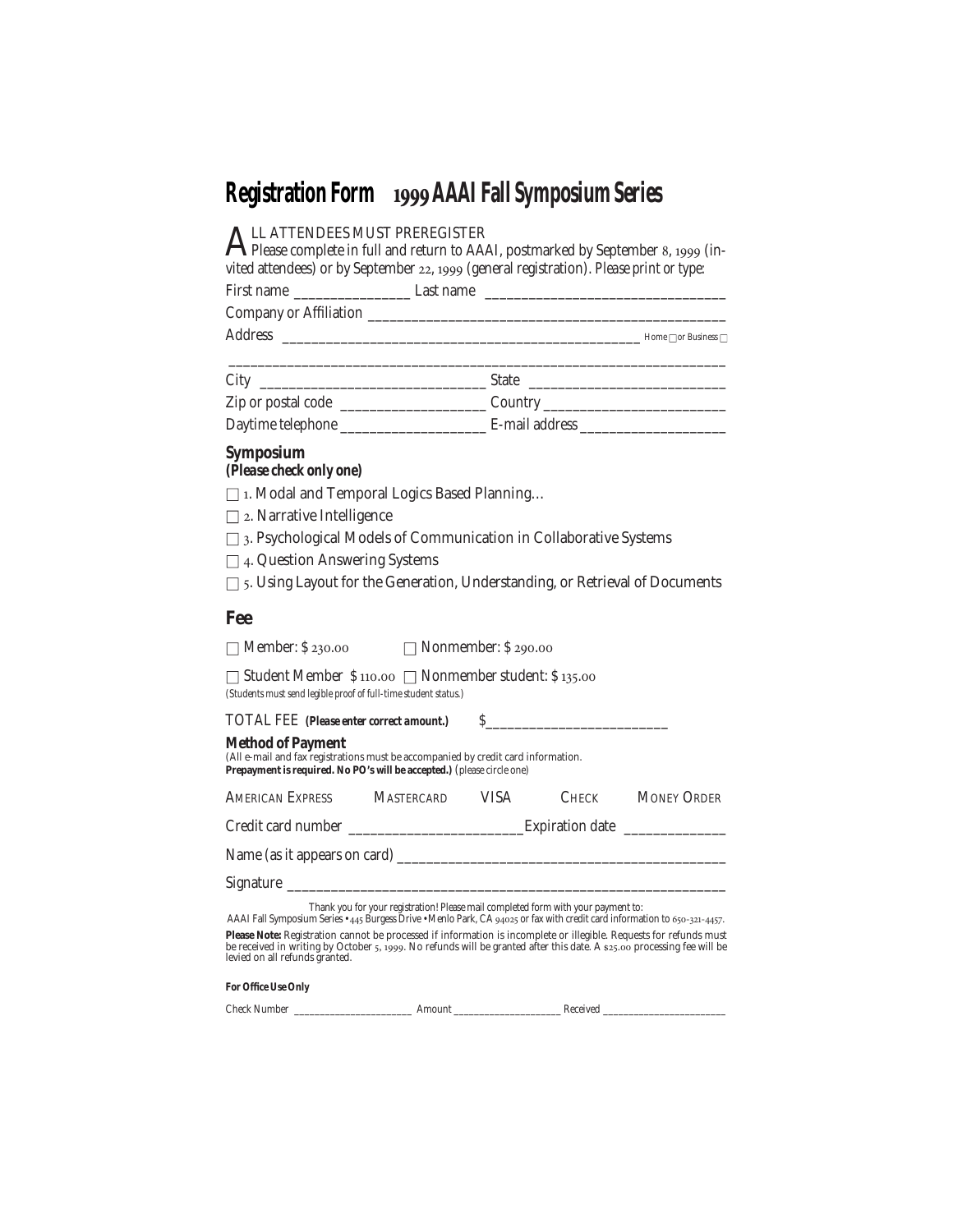# Registration Form 1999 AAAI Fall Symposium Series

ALL ATTENDEES MUST PREREGISTER
Please complete in full and return to AAAI, postmarked by September 8, 1999 (invited attendees) or by September 22, 1999 (general registration). Please print or type:

First name ________________ Last name ________________________________

Company or Affiliation ________________________________________________

Address ________________________________________________ Home ☐ or Business ☐

______________________________________________________________________

City ______________________________ State __________________________

Zip or postal code ____________________ Country ________________________

Daytime telephone ____________________ E-mail address ___________________

## Symposium

***(Please check only one)***

☐ 1. Modal and Temporal Logics Based Planning…

☐ 2. Narrative Intelligence

☐ 3. Psychological Models of Communication in Collaborative Systems

☐ 4. Question Answering Systems

☐ 5. Using Layout for the Generation, Understanding, or Retrieval of Documents

## Fee

☐ Member: $ 230.00 ☐ Nonmember: $ 290.00

☐ Student Member $ 110.00 ☐ Nonmember student: $ 135.00

*(Students must send legible proof of full-time student status.)*

TOTAL FEE ***(Please enter correct amount.)*** $________________________

**Method of Payment**

(All e-mail and fax registrations must be accompanied by credit card information. **Prepayment is required. No PO's will be accepted.)** (please circle one)

AMERICAN EXPRESS MASTERCARD VISA CHECK MONEY ORDER

Credit card number ________________________ Expiration date ______________

Name (as it appears on card) ____________________________________________

Signature ______________________________________________________________

Thank you for your registration! Please mail completed form with your payment to:
AAAI Fall Symposium Series • 445 Burgess Drive • Menlo Park, CA 94025 or fax with credit card information to 650-321-4457.

**Please Note:** Registration cannot be processed if information is incomplete or illegible. Requests for refunds must be received in writing by October 5, 1999. No refunds will be granted after this date. A $25.00 processing fee will be levied on all refunds granted.

***For Office Use Only***

Check Number ______________________ Amount ____________________ Received ________________________